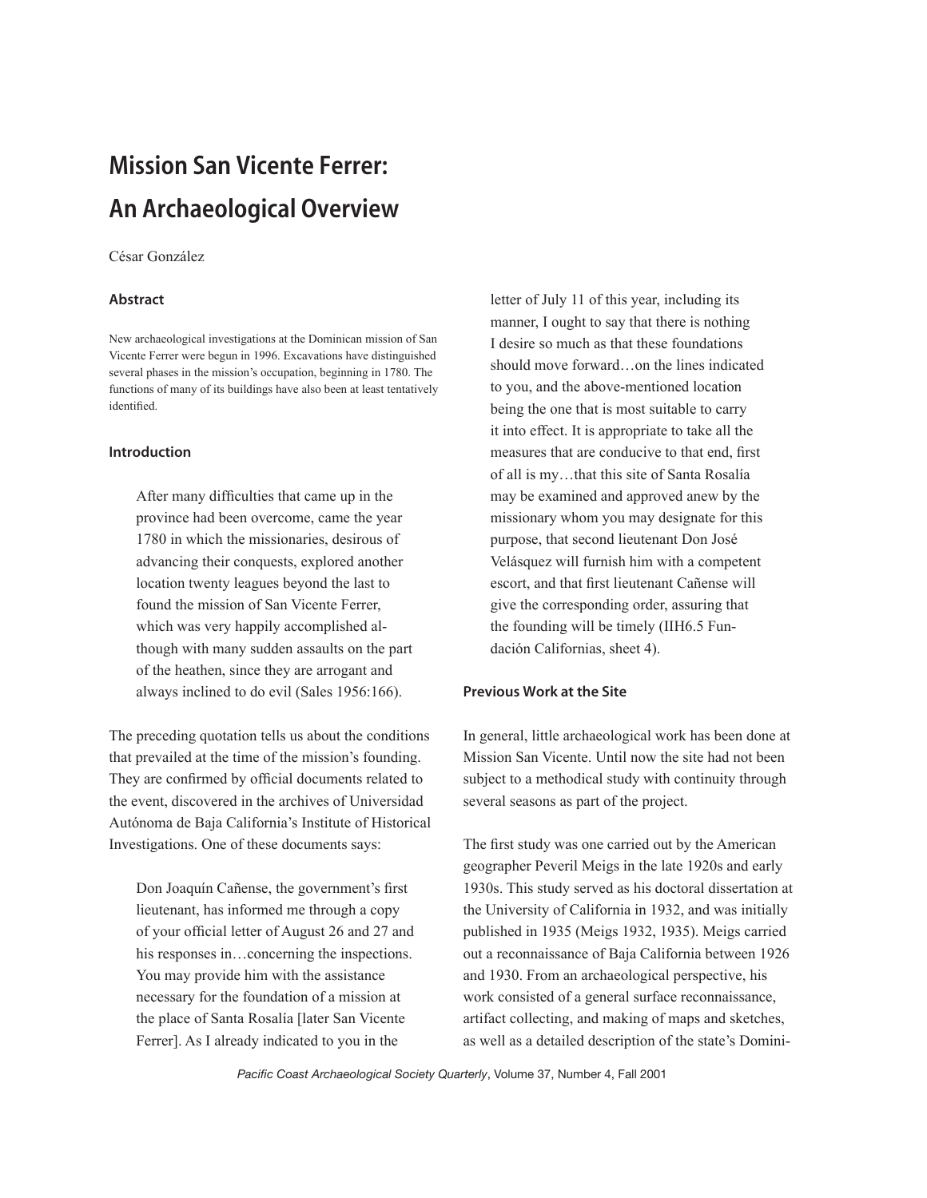# Mission San Vicente Ferrer: An Archaeological Overview

César González

### Abstract

New archaeological investigations at the Dominican mission of San Vicente Ferrer were begun in 1996. Excavations have distinguished several phases in the mission's occupation, beginning in 1780. The functions of many of its buildings have also been at least tentatively identified.

### Introduction

> After many difficulties that came up in the province had been overcome, came the year 1780 in which the missionaries, desirous of advancing their conquests, explored another location twenty leagues beyond the last to found the mission of San Vicente Ferrer, which was very happily accomplished although with many sudden assaults on the part of the heathen, since they are arrogant and always inclined to do evil (Sales 1956:166).

The preceding quotation tells us about the conditions that prevailed at the time of the mission's founding. They are confirmed by official documents related to the event, discovered in the archives of Universidad Autónoma de Baja California's Institute of Historical Investigations. One of these documents says:

> Don Joaquín Cañense, the government's first lieutenant, has informed me through a copy of your official letter of August 26 and 27 and his responses in…concerning the inspections. You may provide him with the assistance necessary for the foundation of a mission at the place of Santa Rosalía [later San Vicente Ferrer]. As I already indicated to you in the letter of July 11 of this year, including its manner, I ought to say that there is nothing I desire so much as that these foundations should move forward…on the lines indicated to you, and the above-mentioned location being the one that is most suitable to carry it into effect. It is appropriate to take all the measures that are conducive to that end, first of all is my…that this site of Santa Rosalía may be examined and approved anew by the missionary whom you may designate for this purpose, that second lieutenant Don José Velásquez will furnish him with a competent escort, and that first lieutenant Cañense will give the corresponding order, assuring that the founding will be timely (IIH6.5 Fundación Californias, sheet 4).

### Previous Work at the Site

In general, little archaeological work has been done at Mission San Vicente. Until now the site had not been subject to a methodical study with continuity through several seasons as part of the project.

The first study was one carried out by the American geographer Peveril Meigs in the late 1920s and early 1930s. This study served as his doctoral dissertation at the University of California in 1932, and was initially published in 1935 (Meigs 1932, 1935). Meigs carried out a reconnaissance of Baja California between 1926 and 1930. From an archaeological perspective, his work consisted of a general surface reconnaissance, artifact collecting, and making of maps and sketches, as well as a detailed description of the state's Domini-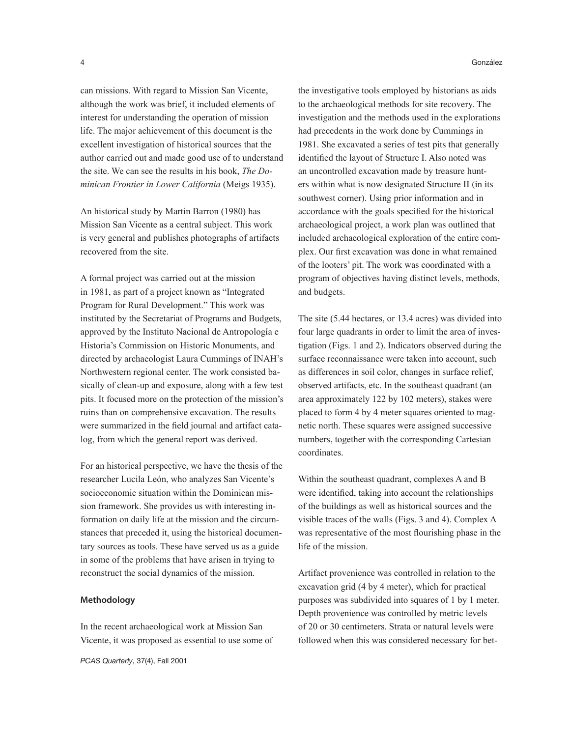can missions. With regard to Mission San Vicente, although the work was brief, it included elements of interest for understanding the operation of mission life. The major achievement of this document is the excellent investigation of historical sources that the author carried out and made good use of to understand the site. We can see the results in his book, *The Dominican Frontier in Lower California* (Meigs 1935).

An historical study by Martin Barron (1980) has Mission San Vicente as a central subject. This work is very general and publishes photographs of artifacts recovered from the site.

A formal project was carried out at the mission in 1981, as part of a project known as "Integrated Program for Rural Development." This work was instituted by the Secretariat of Programs and Budgets, approved by the Instituto Nacional de Antropología e Historia's Commission on Historic Monuments, and directed by archaeologist Laura Cummings of INAH's Northwestern regional center. The work consisted basically of clean-up and exposure, along with a few test pits. It focused more on the protection of the mission's ruins than on comprehensive excavation. The results were summarized in the field journal and artifact catalog, from which the general report was derived.

For an historical perspective, we have the thesis of the researcher Lucila León, who analyzes San Vicente's socioeconomic situation within the Dominican mission framework. She provides us with interesting information on daily life at the mission and the circumstances that preceded it, using the historical documentary sources as tools. These have served us as a guide in some of the problems that have arisen in trying to reconstruct the social dynamics of the mission.

### Methodology

In the recent archaeological work at Mission San Vicente, it was proposed as essential to use some of the investigative tools employed by historians as aids to the archaeological methods for site recovery. The investigation and the methods used in the explorations had precedents in the work done by Cummings in 1981. She excavated a series of test pits that generally identified the layout of Structure I. Also noted was an uncontrolled excavation made by treasure hunters within what is now designated Structure II (in its southwest corner). Using prior information and in accordance with the goals specified for the historical archaeological project, a work plan was outlined that included archaeological exploration of the entire complex. Our first excavation was done in what remained of the looters' pit. The work was coordinated with a program of objectives having distinct levels, methods, and budgets.

The site (5.44 hectares, or 13.4 acres) was divided into four large quadrants in order to limit the area of investigation (Figs. 1 and 2). Indicators observed during the surface reconnaissance were taken into account, such as differences in soil color, changes in surface relief, observed artifacts, etc. In the southeast quadrant (an area approximately 122 by 102 meters), stakes were placed to form 4 by 4 meter squares oriented to magnetic north. These squares were assigned successive numbers, together with the corresponding Cartesian coordinates.

Within the southeast quadrant, complexes A and B were identified, taking into account the relationships of the buildings as well as historical sources and the visible traces of the walls (Figs. 3 and 4). Complex A was representative of the most flourishing phase in the life of the mission.

Artifact provenience was controlled in relation to the excavation grid (4 by 4 meter), which for practical purposes was subdivided into squares of 1 by 1 meter. Depth provenience was controlled by metric levels of 20 or 30 centimeters. Strata or natural levels were followed when this was considered necessary for bet-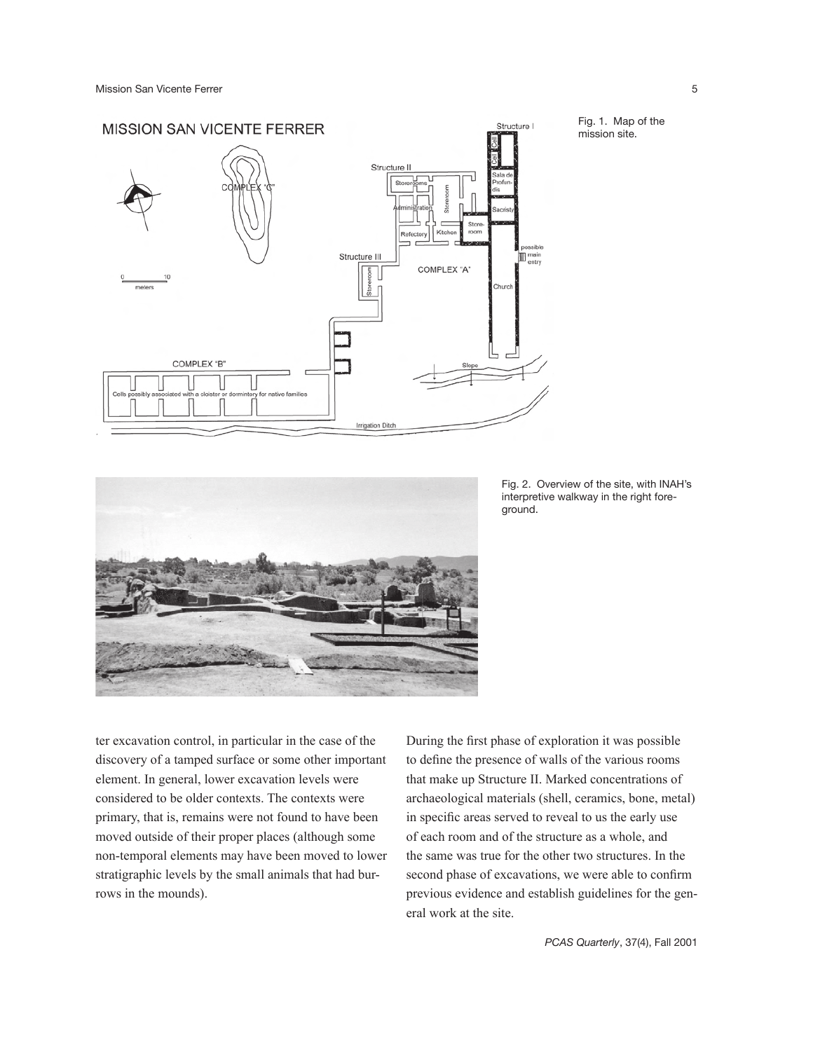Fig. 1. Map of the mission site.

Fig. 2. Overview of the site, with INAH's interpretive walkway in the right foreground.

ter excavation control, in particular in the case of the discovery of a tamped surface or some other important element. In general, lower excavation levels were considered to be older contexts. The contexts were primary, that is, remains were not found to have been moved outside of their proper places (although some non-temporal elements may have been moved to lower stratigraphic levels by the small animals that had burrows in the mounds).

During the first phase of exploration it was possible to define the presence of walls of the various rooms that make up Structure II. Marked concentrations of archaeological materials (shell, ceramics, bone, metal) in specific areas served to reveal to us the early use of each room and of the structure as a whole, and the same was true for the other two structures. In the second phase of excavations, we were able to confirm previous evidence and establish guidelines for the general work at the site.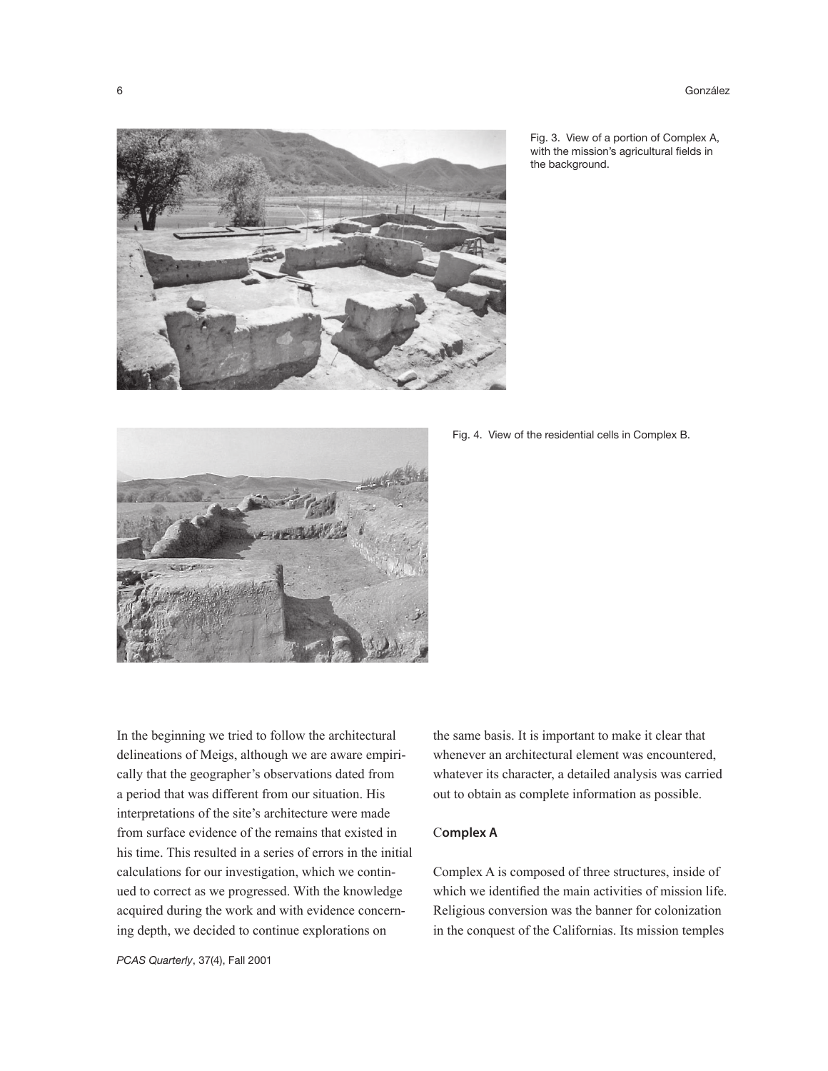Fig. 3. View of a portion of Complex A, with the mission's agricultural fields in the background.

Fig. 4. View of the residential cells in Complex B.

In the beginning we tried to follow the architectural delineations of Meigs, although we are aware empirically that the geographer's observations dated from a period that was different from our situation. His interpretations of the site's architecture were made from surface evidence of the remains that existed in his time. This resulted in a series of errors in the initial calculations for our investigation, which we continued to correct as we progressed. With the knowledge acquired during the work and with evidence concerning depth, we decided to continue explorations on the same basis. It is important to make it clear that whenever an architectural element was encountered, whatever its character, a detailed analysis was carried out to obtain as complete information as possible.

## Complex A

Complex A is composed of three structures, inside of which we identified the main activities of mission life. Religious conversion was the banner for colonization in the conquest of the Californias. Its mission temples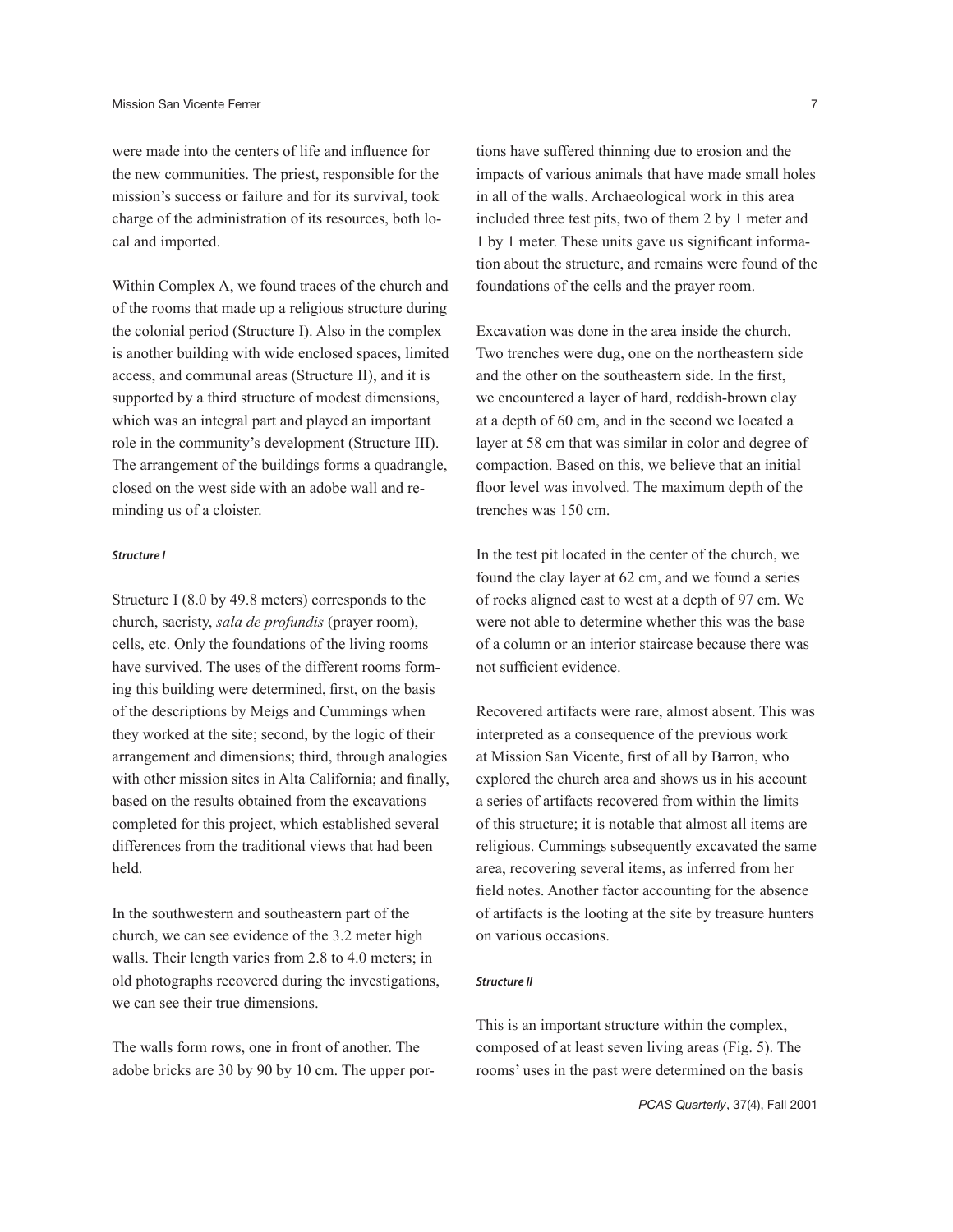were made into the centers of life and influence for the new communities. The priest, responsible for the mission's success or failure and for its survival, took charge of the administration of its resources, both local and imported.

Within Complex A, we found traces of the church and of the rooms that made up a religious structure during the colonial period (Structure I). Also in the complex is another building with wide enclosed spaces, limited access, and communal areas (Structure II), and it is supported by a third structure of modest dimensions, which was an integral part and played an important role in the community's development (Structure III). The arrangement of the buildings forms a quadrangle, closed on the west side with an adobe wall and reminding us of a cloister.

###### *Structure I*

Structure I (8.0 by 49.8 meters) corresponds to the church, sacristy, *sala de profundis* (prayer room), cells, etc. Only the foundations of the living rooms have survived. The uses of the different rooms forming this building were determined, first, on the basis of the descriptions by Meigs and Cummings when they worked at the site; second, by the logic of their arrangement and dimensions; third, through analogies with other mission sites in Alta California; and finally, based on the results obtained from the excavations completed for this project, which established several differences from the traditional views that had been held.

In the southwestern and southeastern part of the church, we can see evidence of the 3.2 meter high walls. Their length varies from 2.8 to 4.0 meters; in old photographs recovered during the investigations, we can see their true dimensions.

The walls form rows, one in front of another. The adobe bricks are 30 by 90 by 10 cm. The upper portions have suffered thinning due to erosion and the impacts of various animals that have made small holes in all of the walls. Archaeological work in this area included three test pits, two of them 2 by 1 meter and 1 by 1 meter. These units gave us significant information about the structure, and remains were found of the foundations of the cells and the prayer room.

Excavation was done in the area inside the church. Two trenches were dug, one on the northeastern side and the other on the southeastern side. In the first, we encountered a layer of hard, reddish-brown clay at a depth of 60 cm, and in the second we located a layer at 58 cm that was similar in color and degree of compaction. Based on this, we believe that an initial floor level was involved. The maximum depth of the trenches was 150 cm.

In the test pit located in the center of the church, we found the clay layer at 62 cm, and we found a series of rocks aligned east to west at a depth of 97 cm. We were not able to determine whether this was the base of a column or an interior staircase because there was not sufficient evidence.

Recovered artifacts were rare, almost absent. This was interpreted as a consequence of the previous work at Mission San Vicente, first of all by Barron, who explored the church area and shows us in his account a series of artifacts recovered from within the limits of this structure; it is notable that almost all items are religious. Cummings subsequently excavated the same area, recovering several items, as inferred from her field notes. Another factor accounting for the absence of artifacts is the looting at the site by treasure hunters on various occasions.

###### *Structure II*

This is an important structure within the complex, composed of at least seven living areas (Fig. 5). The rooms' uses in the past were determined on the basis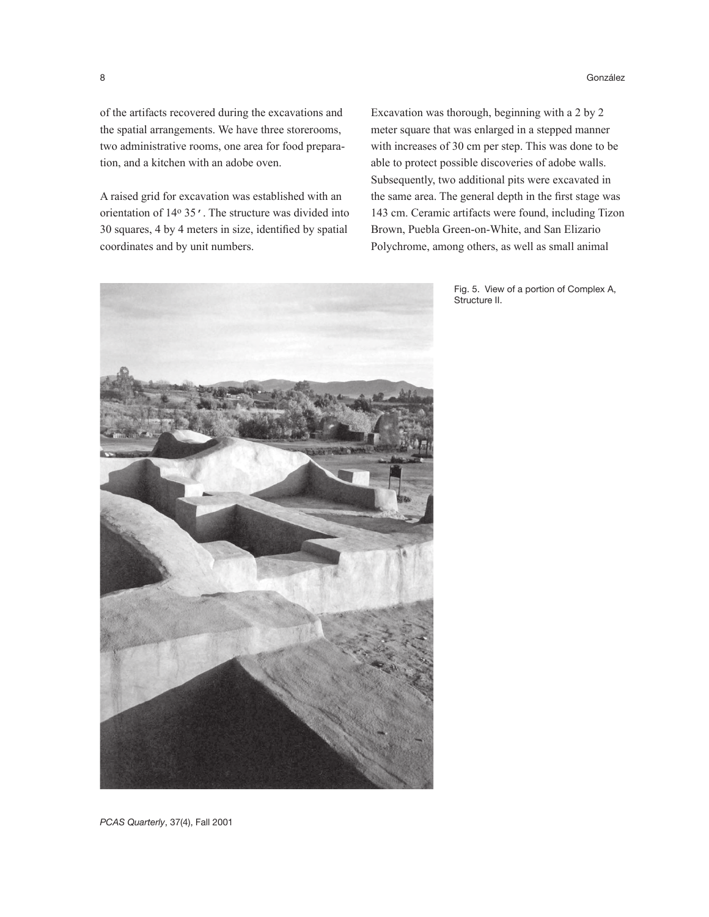of the artifacts recovered during the excavations and the spatial arrangements. We have three storerooms, two administrative rooms, one area for food preparation, and a kitchen with an adobe oven.

A raised grid for excavation was established with an orientation of 14º 35′. The structure was divided into 30 squares, 4 by 4 meters in size, identified by spatial coordinates and by unit numbers.

Excavation was thorough, beginning with a 2 by 2 meter square that was enlarged in a stepped manner with increases of 30 cm per step. This was done to be able to protect possible discoveries of adobe walls. Subsequently, two additional pits were excavated in the same area. The general depth in the first stage was 143 cm. Ceramic artifacts were found, including Tizon Brown, Puebla Green-on-White, and San Elizario Polychrome, among others, as well as small animal

Fig. 5. View of a portion of Complex A, Structure II.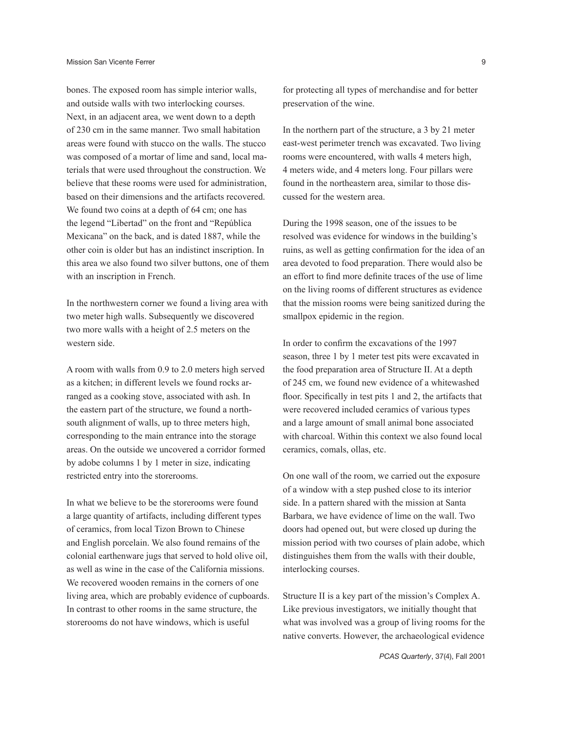bones. The exposed room has simple interior walls, and outside walls with two interlocking courses. Next, in an adjacent area, we went down to a depth of 230 cm in the same manner. Two small habitation areas were found with stucco on the walls. The stucco was composed of a mortar of lime and sand, local materials that were used throughout the construction. We believe that these rooms were used for administration, based on their dimensions and the artifacts recovered. We found two coins at a depth of 64 cm; one has the legend "Libertad" on the front and "República Mexicana" on the back, and is dated 1887, while the other coin is older but has an indistinct inscription. In this area we also found two silver buttons, one of them with an inscription in French.

In the northwestern corner we found a living area with two meter high walls. Subsequently we discovered two more walls with a height of 2.5 meters on the western side.

A room with walls from 0.9 to 2.0 meters high served as a kitchen; in different levels we found rocks arranged as a cooking stove, associated with ash. In the eastern part of the structure, we found a north-south alignment of walls, up to three meters high, corresponding to the main entrance into the storage areas. On the outside we uncovered a corridor formed by adobe columns 1 by 1 meter in size, indicating restricted entry into the storerooms.

In what we believe to be the storerooms were found a large quantity of artifacts, including different types of ceramics, from local Tizon Brown to Chinese and English porcelain. We also found remains of the colonial earthenware jugs that served to hold olive oil, as well as wine in the case of the California missions. We recovered wooden remains in the corners of one living area, which are probably evidence of cupboards. In contrast to other rooms in the same structure, the storerooms do not have windows, which is useful for protecting all types of merchandise and for better preservation of the wine.

In the northern part of the structure, a 3 by 21 meter east-west perimeter trench was excavated. Two living rooms were encountered, with walls 4 meters high, 4 meters wide, and 4 meters long. Four pillars were found in the northeastern area, similar to those discussed for the western area.

During the 1998 season, one of the issues to be resolved was evidence for windows in the building's ruins, as well as getting confirmation for the idea of an area devoted to food preparation. There would also be an effort to find more definite traces of the use of lime on the living rooms of different structures as evidence that the mission rooms were being sanitized during the smallpox epidemic in the region.

In order to confirm the excavations of the 1997 season, three 1 by 1 meter test pits were excavated in the food preparation area of Structure II. At a depth of 245 cm, we found new evidence of a whitewashed floor. Specifically in test pits 1 and 2, the artifacts that were recovered included ceramics of various types and a large amount of small animal bone associated with charcoal. Within this context we also found local ceramics, comals, ollas, etc.

On one wall of the room, we carried out the exposure of a window with a step pushed close to its interior side. In a pattern shared with the mission at Santa Barbara, we have evidence of lime on the wall. Two doors had opened out, but were closed up during the mission period with two courses of plain adobe, which distinguishes them from the walls with their double, interlocking courses.

Structure II is a key part of the mission's Complex A. Like previous investigators, we initially thought that what was involved was a group of living rooms for the native converts. However, the archaeological evidence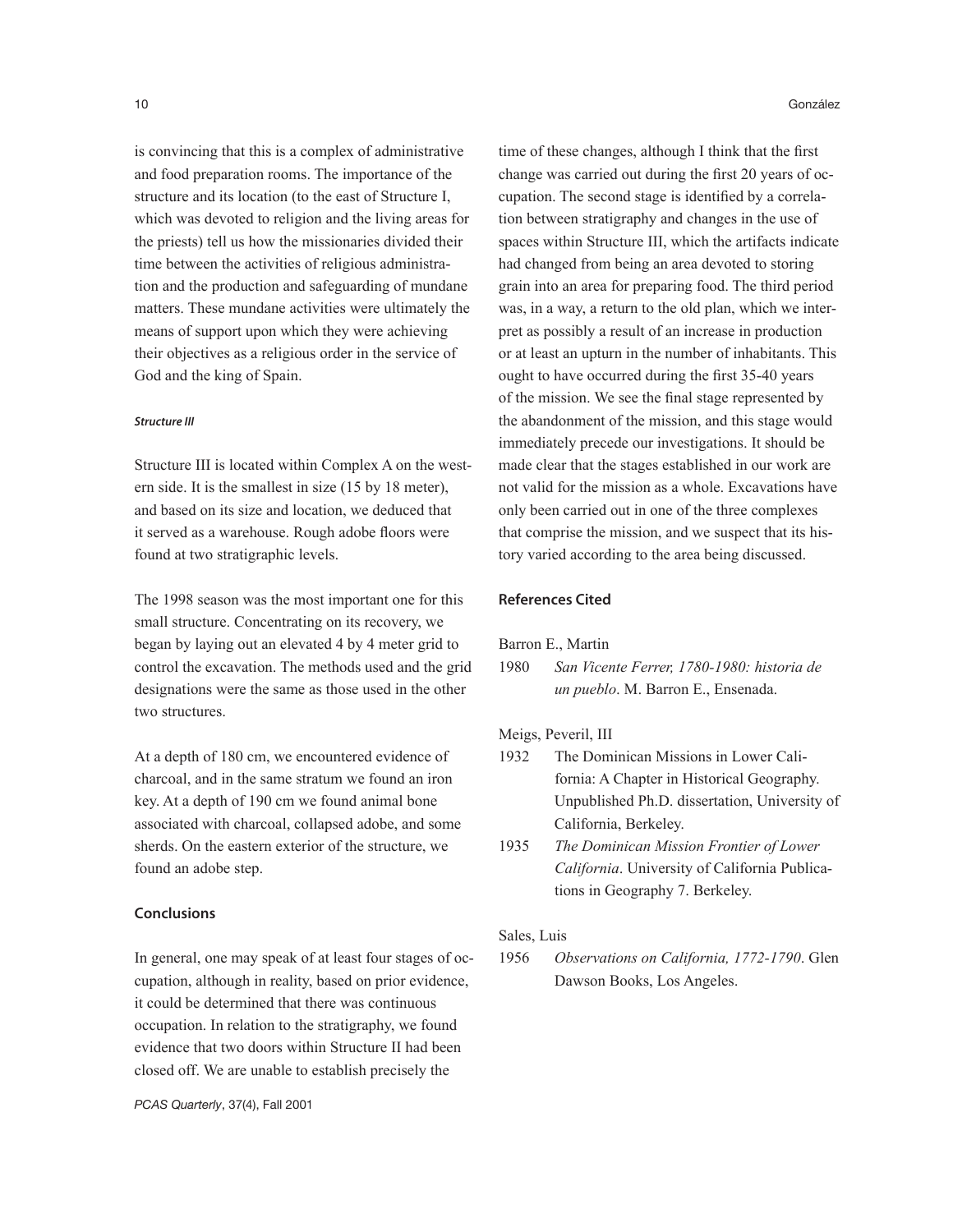is convincing that this is a complex of administrative and food preparation rooms. The importance of the structure and its location (to the east of Structure I, which was devoted to religion and the living areas for the priests) tell us how the missionaries divided their time between the activities of religious administration and the production and safeguarding of mundane matters. These mundane activities were ultimately the means of support upon which they were achieving their objectives as a religious order in the service of God and the king of Spain.

#### *Structure III*

Structure III is located within Complex A on the western side. It is the smallest in size (15 by 18 meter), and based on its size and location, we deduced that it served as a warehouse. Rough adobe floors were found at two stratigraphic levels.

The 1998 season was the most important one for this small structure. Concentrating on its recovery, we began by laying out an elevated 4 by 4 meter grid to control the excavation. The methods used and the grid designations were the same as those used in the other two structures.

At a depth of 180 cm, we encountered evidence of charcoal, and in the same stratum we found an iron key. At a depth of 190 cm we found animal bone associated with charcoal, collapsed adobe, and some sherds. On the eastern exterior of the structure, we found an adobe step.

### Conclusions

In general, one may speak of at least four stages of occupation, although in reality, based on prior evidence, it could be determined that there was continuous occupation. In relation to the stratigraphy, we found evidence that two doors within Structure II had been closed off. We are unable to establish precisely the time of these changes, although I think that the first change was carried out during the first 20 years of occupation. The second stage is identified by a correlation between stratigraphy and changes in the use of spaces within Structure III, which the artifacts indicate had changed from being an area devoted to storing grain into an area for preparing food. The third period was, in a way, a return to the old plan, which we interpret as possibly a result of an increase in production or at least an upturn in the number of inhabitants. This ought to have occurred during the first 35-40 years of the mission. We see the final stage represented by the abandonment of the mission, and this stage would immediately precede our investigations. It should be made clear that the stages established in our work are not valid for the mission as a whole. Excavations have only been carried out in one of the three complexes that comprise the mission, and we suspect that its history varied according to the area being discussed.

### References Cited

Barron E., Martin

1980 *San Vicente Ferrer, 1780-1980: historia de un pueblo*. M. Barron E., Ensenada.

Meigs, Peveril, III

1932 The Dominican Missions in Lower California: A Chapter in Historical Geography. Unpublished Ph.D. dissertation, University of California, Berkeley.

1935 *The Dominican Mission Frontier of Lower California*. University of California Publications in Geography 7. Berkeley.

Sales, Luis

1956 *Observations on California, 1772-1790*. Glen Dawson Books, Los Angeles.